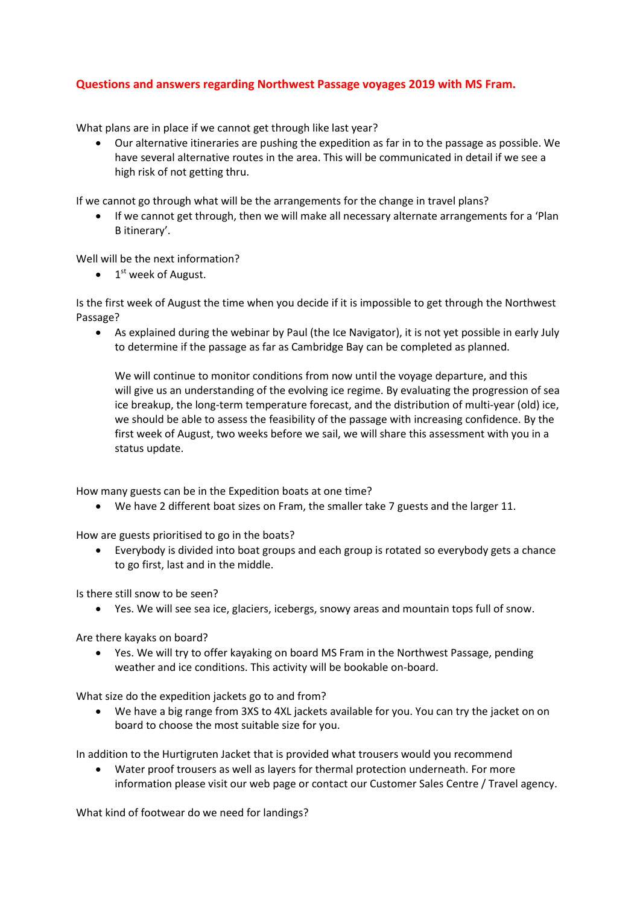# Questions and answers regarding Northwest Passage voyages 2019 with MS Fram.

What plans are in place if we cannot get through like last year?

- Our alternative itineraries are pushing the expedition as far in to the passage as possible. We have several alternative routes in the area. This will be communicated in detail if we see a high risk of not getting thru.

If we cannot go through what will be the arrangements for the change in travel plans?

- If we cannot get through, then we will make all necessary alternate arrangements for a 'Plan B itinerary'.

Well will be the next information?

- 1st week of August.

Is the first week of August the time when you decide if it is impossible to get through the Northwest Passage?

- As explained during the webinar by Paul (the Ice Navigator), it is not yet possible in early July to determine if the passage as far as Cambridge Bay can be completed as planned.

  We will continue to monitor conditions from now until the voyage departure, and this will give us an understanding of the evolving ice regime. By evaluating the progression of sea ice breakup, the long-term temperature forecast, and the distribution of multi-year (old) ice, we should be able to assess the feasibility of the passage with increasing confidence. By the first week of August, two weeks before we sail, we will share this assessment with you in a status update.

How many guests can be in the Expedition boats at one time?

- We have 2 different boat sizes on Fram, the smaller take 7 guests and the larger 11.

How are guests prioritised to go in the boats?

- Everybody is divided into boat groups and each group is rotated so everybody gets a chance to go first, last and in the middle.

Is there still snow to be seen?

- Yes. We will see sea ice, glaciers, icebergs, snowy areas and mountain tops full of snow.

Are there kayaks on board?

- Yes. We will try to offer kayaking on board MS Fram in the Northwest Passage, pending weather and ice conditions. This activity will be bookable on-board.

What size do the expedition jackets go to and from?

- We have a big range from 3XS to 4XL jackets available for you. You can try the jacket on on board to choose the most suitable size for you.

In addition to the Hurtigruten Jacket that is provided what trousers would you recommend

- Water proof trousers as well as layers for thermal protection underneath. For more information please visit our web page or contact our Customer Sales Centre / Travel agency.

What kind of footwear do we need for landings?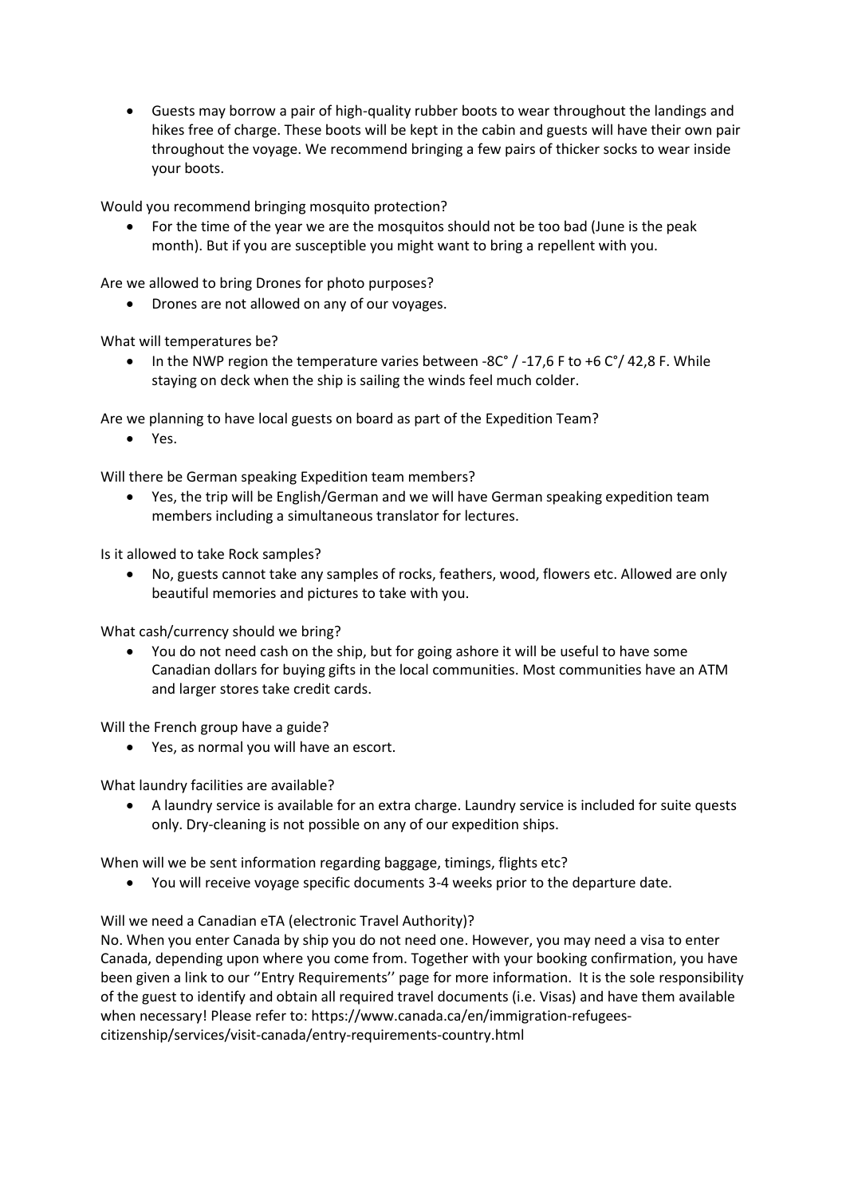- Guests may borrow a pair of high-quality rubber boots to wear throughout the landings and hikes free of charge. These boots will be kept in the cabin and guests will have their own pair throughout the voyage. We recommend bringing a few pairs of thicker socks to wear inside your boots.

Would you recommend bringing mosquito protection?

- For the time of the year we are the mosquitos should not be too bad (June is the peak month). But if you are susceptible you might want to bring a repellent with you.

Are we allowed to bring Drones for photo purposes?

- Drones are not allowed on any of our voyages.

What will temperatures be?

- In the NWP region the temperature varies between -8C° / -17,6 F to +6 C°/ 42,8 F. While staying on deck when the ship is sailing the winds feel much colder.

Are we planning to have local guests on board as part of the Expedition Team?

- Yes.

Will there be German speaking Expedition team members?

- Yes, the trip will be English/German and we will have German speaking expedition team members including a simultaneous translator for lectures.

Is it allowed to take Rock samples?

- No, guests cannot take any samples of rocks, feathers, wood, flowers etc. Allowed are only beautiful memories and pictures to take with you.

What cash/currency should we bring?

- You do not need cash on the ship, but for going ashore it will be useful to have some Canadian dollars for buying gifts in the local communities. Most communities have an ATM and larger stores take credit cards.

Will the French group have a guide?

- Yes, as normal you will have an escort.

What laundry facilities are available?

- A laundry service is available for an extra charge. Laundry service is included for suite quests only. Dry-cleaning is not possible on any of our expedition ships.

When will we be sent information regarding baggage, timings, flights etc?

- You will receive voyage specific documents 3-4 weeks prior to the departure date.

Will we need a Canadian eTA (electronic Travel Authority)?

No. When you enter Canada by ship you do not need one. However, you may need a visa to enter Canada, depending upon where you come from. Together with your booking confirmation, you have been given a link to our ''Entry Requirements'' page for more information. It is the sole responsibility of the guest to identify and obtain all required travel documents (i.e. Visas) and have them available when necessary! Please refer to: https://www.canada.ca/en/immigration-refugees-citizenship/services/visit-canada/entry-requirements-country.html